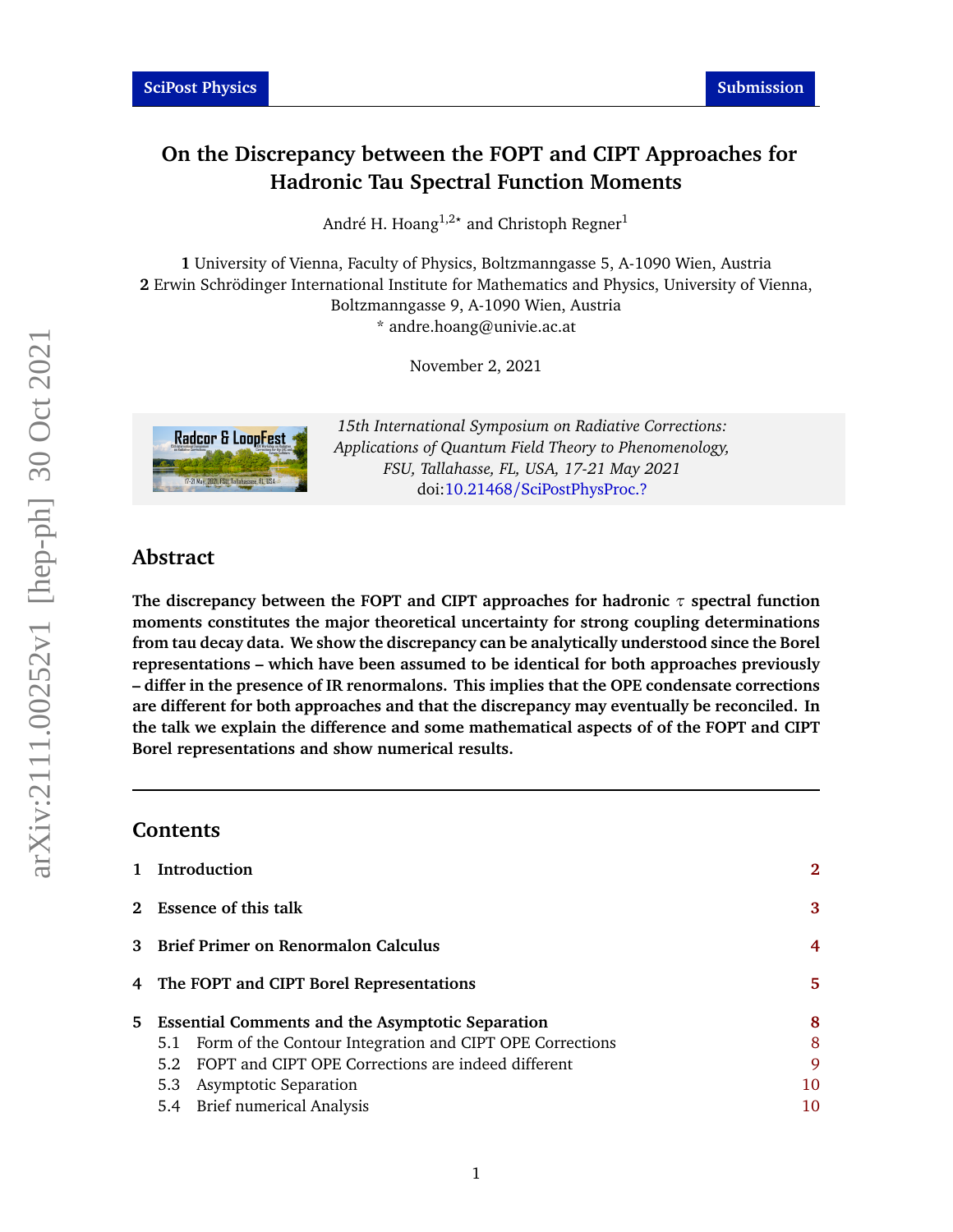# On the Discrepancy between the FOPT and CIPT Approaches for Hadronic Tau Spectral Function Moments

André H. Hoang[1,2*] and Christoph Regner[1]

**1** University of Vienna, Faculty of Physics, Boltzmanngasse 5, A-1090 Wien, Austria
**2** Erwin Schrödinger International Institute for Mathematics and Physics, University of Vienna, Boltzmanngasse 9, A-1090 Wien, Austria
* andre.hoang@univie.ac.at

November 2, 2021

*15th International Symposium on Radiative Corrections: Applications of Quantum Field Theory to Phenomenology, FSU, Tallahasse, FL, USA, 17-21 May 2021*
doi:10.21468/SciPostPhysProc.?

## Abstract

**The discrepancy between the FOPT and CIPT approaches for hadronic $\tau$ spectral function moments constitutes the major theoretical uncertainty for strong coupling determinations from tau decay data. We show the discrepancy can be analytically understood since the Borel representations – which have been assumed to be identical for both approaches previously – differ in the presence of IR renormalons. This implies that the OPE condensate corrections are different for both approaches and that the discrepancy may eventually be reconciled. In the talk we explain the difference and some mathematical aspects of of the FOPT and CIPT Borel representations and show numerical results.**

---

## Contents

| | | |
|---|---|---|
| **1** | **Introduction** | **2** |
| **2** | **Essence of this talk** | **3** |
| **3** | **Brief Primer on Renormalon Calculus** | **4** |
| **4** | **The FOPT and CIPT Borel Representations** | **5** |
| **5** | **Essential Comments and the Asymptotic Separation** | **8** |
| 5.1 | Form of the Contour Integration and CIPT OPE Corrections | 8 |
| 5.2 | FOPT and CIPT OPE Corrections are indeed different | 9 |
| 5.3 | Asymptotic Separation | 10 |
| 5.4 | Brief numerical Analysis | 10 |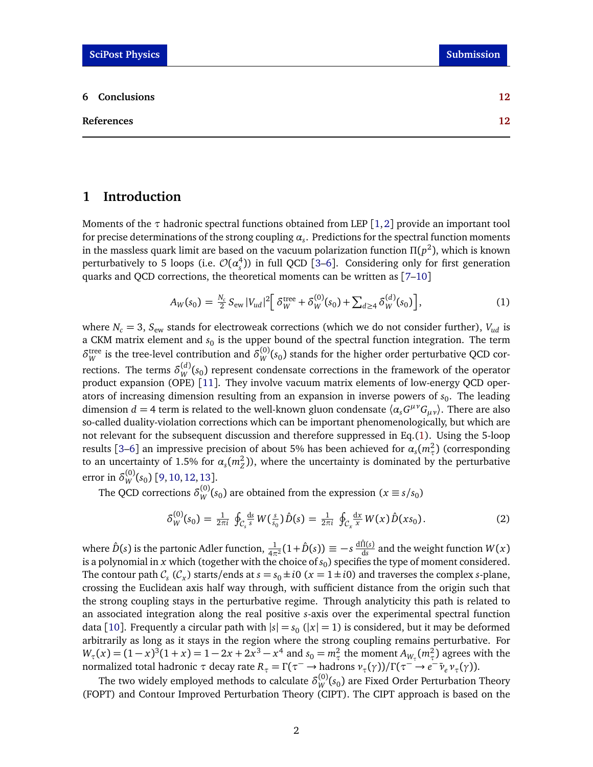6 **Conclusions** 12

**References** 12

## 1 Introduction

Moments of the $\tau$ hadronic spectral functions obtained from LEP [1,2] provide an important tool for precise determinations of the strong coupling $\alpha_s$. Predictions for the spectral function moments in the massless quark limit are based on the vacuum polarization function $\Pi(p^2)$, which is known perturbatively to 5 loops (i.e. $\mathcal{O}(\alpha_s^4)$) in full QCD [3–6]. Considering only for first generation quarks and QCD corrections, the theoretical moments can be written as [7–10]

$$A_W(s_0) = \tfrac{N_c}{2}\, S_{\rm ew}\, |V_{ud}|^2 \Big[\, \delta_W^{\rm tree} + \delta_W^{(0)}(s_0) + \textstyle\sum_{d\geq 4} \delta_W^{(d)}(s_0)\Big], \tag{1}$$

where $N_c = 3$, $S_{\rm ew}$ stands for electroweak corrections (which we do not consider further), $V_{ud}$ is a CKM matrix element and $s_0$ is the upper bound of the spectral function integration. The term $\delta_W^{\rm tree}$ is the tree-level contribution and $\delta_W^{(0)}(s_0)$ stands for the higher order perturbative QCD corrections. The terms $\delta_W^{(d)}(s_0)$ represent condensate corrections in the framework of the operator product expansion (OPE) [11]. They involve vacuum matrix elements of low-energy QCD operators of increasing dimension resulting from an expansion in inverse powers of $s_0$. The leading dimension $d = 4$ term is related to the well-known gluon condensate $\langle \alpha_s G^{\mu\nu} G_{\mu\nu}\rangle$. There are also so-called duality-violation corrections which can be important phenomenologically, but which are not relevant for the subsequent discussion and therefore suppressed in Eq.(1). Using the 5-loop results [3–6] an impressive precision of about 5% has been achieved for $\alpha_s(m_\tau^2)$ (corresponding to an uncertainty of 1.5% for $\alpha_s(m_Z^2)$), where the uncertainty is dominated by the perturbative error in $\delta_W^{(0)}(s_0)$ [9,10,12,13].

The QCD corrections $\delta_W^{(0)}(s_0)$ are obtained from the expression ($x \equiv s/s_0$)

$$\delta_W^{(0)}(s_0) = \tfrac{1}{2\pi i} \oint_{\mathcal{C}_s} \tfrac{{\rm d}s}{s}\, W(\tfrac{s}{s_0})\, \hat{D}(s) = \tfrac{1}{2\pi i} \oint_{\mathcal{C}_x} \tfrac{{\rm d}x}{x}\, W(x)\, \hat{D}(x s_0)\,. \tag{2}$$

where $\hat{D}(s)$ is the partonic Adler function, $\frac{1}{4\pi^2}(1+\hat{D}(s)) \equiv -s\,\frac{{\rm d}\hat{\Pi}(s)}{{\rm d}s}$ and the weight function $W(x)$ is a polynomial in $x$ which (together with the choice of $s_0$) specifies the type of moment considered. The contour path $\mathcal{C}_s$ ($\mathcal{C}_x$) starts/ends at $s = s_0 \pm i0$ ($x = 1 \pm i0$) and traverses the complex $s$-plane, crossing the Euclidean axis half way through, with sufficient distance from the origin such that the strong coupling stays in the perturbative regime. Through analyticity this path is related to an associated integration along the real positive $s$-axis over the experimental spectral function data [10]. Frequently a circular path with $|s| = s_0$ ($|x| = 1$) is considered, but it may be deformed arbitrarily as long as it stays in the region where the strong coupling remains perturbative. For $W_\tau(x) = (1-x)^3(1+x) = 1 - 2x + 2x^3 - x^4$ and $s_0 = m_\tau^2$ the moment $A_{W_\tau}(m_\tau^2)$ agrees with the normalized total hadronic $\tau$ decay rate $R_\tau = \Gamma(\tau^- \to \text{hadrons}\, \nu_\tau(\gamma))/\Gamma(\tau^- \to e^- \bar{\nu}_e \nu_\tau(\gamma))$.

The two widely employed methods to calculate $\delta_W^{(0)}(s_0)$ are Fixed Order Perturbation Theory (FOPT) and Contour Improved Perturbation Theory (CIPT). The CIPT approach is based on the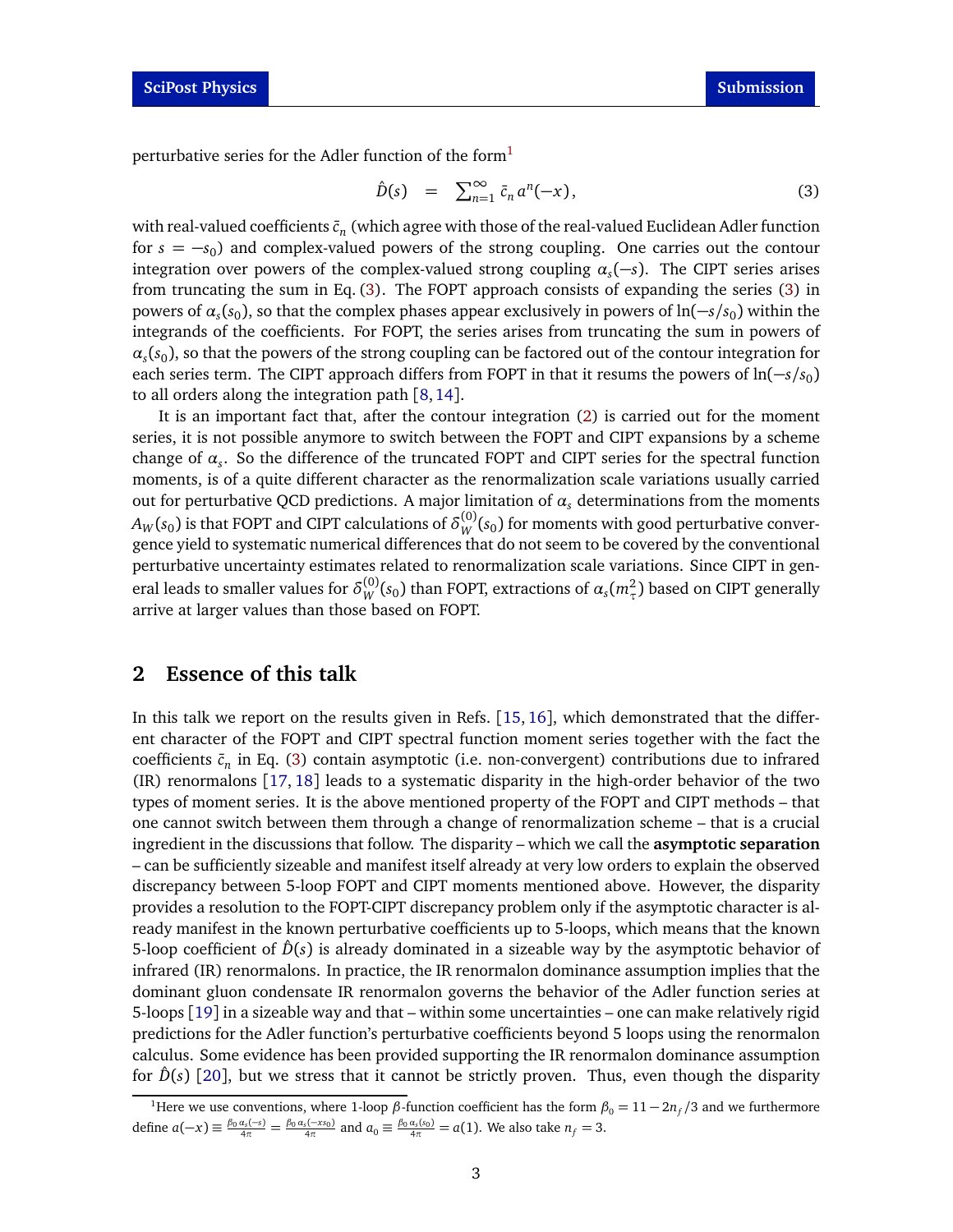perturbative series for the Adler function of the form[1]

$$\hat{D}(s) \;\;=\;\; \sum_{n=1}^{\infty} \bar{c}_n \, a^n(-x)\,, \tag{3}$$

with real-valued coefficients $\bar{c}_n$ (which agree with those of the real-valued Euclidean Adler function for $s = -s_0$) and complex-valued powers of the strong coupling. One carries out the contour integration over powers of the complex-valued strong coupling $\alpha_s(-s)$. The CIPT series arises from truncating the sum in Eq. (3). The FOPT approach consists of expanding the series (3) in powers of $\alpha_s(s_0)$, so that the complex phases appear exclusively in powers of $\ln(-s/s_0)$ within the integrands of the coefficients. For FOPT, the series arises from truncating the sum in powers of $\alpha_s(s_0)$, so that the powers of the strong coupling can be factored out of the contour integration for each series term. The CIPT approach differs from FOPT in that it resums the powers of $\ln(-s/s_0)$ to all orders along the integration path [8, 14].

It is an important fact that, after the contour integration (2) is carried out for the moment series, it is not possible anymore to switch between the FOPT and CIPT expansions by a scheme change of $\alpha_s$. So the difference of the truncated FOPT and CIPT series for the spectral function moments, is of a quite different character as the renormalization scale variations usually carried out for perturbative QCD predictions. A major limitation of $\alpha_s$ determinations from the moments $A_W(s_0)$ is that FOPT and CIPT calculations of $\delta_W^{(0)}(s_0)$ for moments with good perturbative convergence yield to systematic numerical differences that do not seem to be covered by the conventional perturbative uncertainty estimates related to renormalization scale variations. Since CIPT in general leads to smaller values for $\delta_W^{(0)}(s_0)$ than FOPT, extractions of $\alpha_s(m_\tau^2)$ based on CIPT generally arrive at larger values than those based on FOPT.

## 2 Essence of this talk

In this talk we report on the results given in Refs. [15, 16], which demonstrated that the different character of the FOPT and CIPT spectral function moment series together with the fact the coefficients $\bar{c}_n$ in Eq. (3) contain asymptotic (i.e. non-convergent) contributions due to infrared (IR) renormalons [17, 18] leads to a systematic disparity in the high-order behavior of the two types of moment series. It is the above mentioned property of the FOPT and CIPT methods – that one cannot switch between them through a change of renormalization scheme – that is a crucial ingredient in the discussions that follow. The disparity – which we call the **asymptotic separation** – can be sufficiently sizeable and manifest itself already at very low orders to explain the observed discrepancy between 5-loop FOPT and CIPT moments mentioned above. However, the disparity provides a resolution to the FOPT-CIPT discrepancy problem only if the asymptotic character is already manifest in the known perturbative coefficients up to 5-loops, which means that the known 5-loop coefficient of $\hat{D}(s)$ is already dominated in a sizeable way by the asymptotic behavior of infrared (IR) renormalons. In practice, the IR renormalon dominance assumption implies that the dominant gluon condensate IR renormalon governs the behavior of the Adler function series at 5-loops [19] in a sizeable way and that – within some uncertainties – one can make relatively rigid predictions for the Adler function's perturbative coefficients beyond 5 loops using the renormalon calculus. Some evidence has been provided supporting the IR renormalon dominance assumption for $\hat{D}(s)$ [20], but we stress that it cannot be strictly proven. Thus, even though the disparity

[1] Here we use conventions, where 1-loop $\beta$-function coefficient has the form $\beta_0 = 11 - 2n_f/3$ and we furthermore define $a(-x) \equiv \frac{\beta_0\,\alpha_s(-s)}{4\pi} = \frac{\beta_0\,\alpha_s(-xs_0)}{4\pi}$ and $a_0 \equiv \frac{\beta_0\,\alpha_s(s_0)}{4\pi} = a(1)$. We also take $n_f = 3$.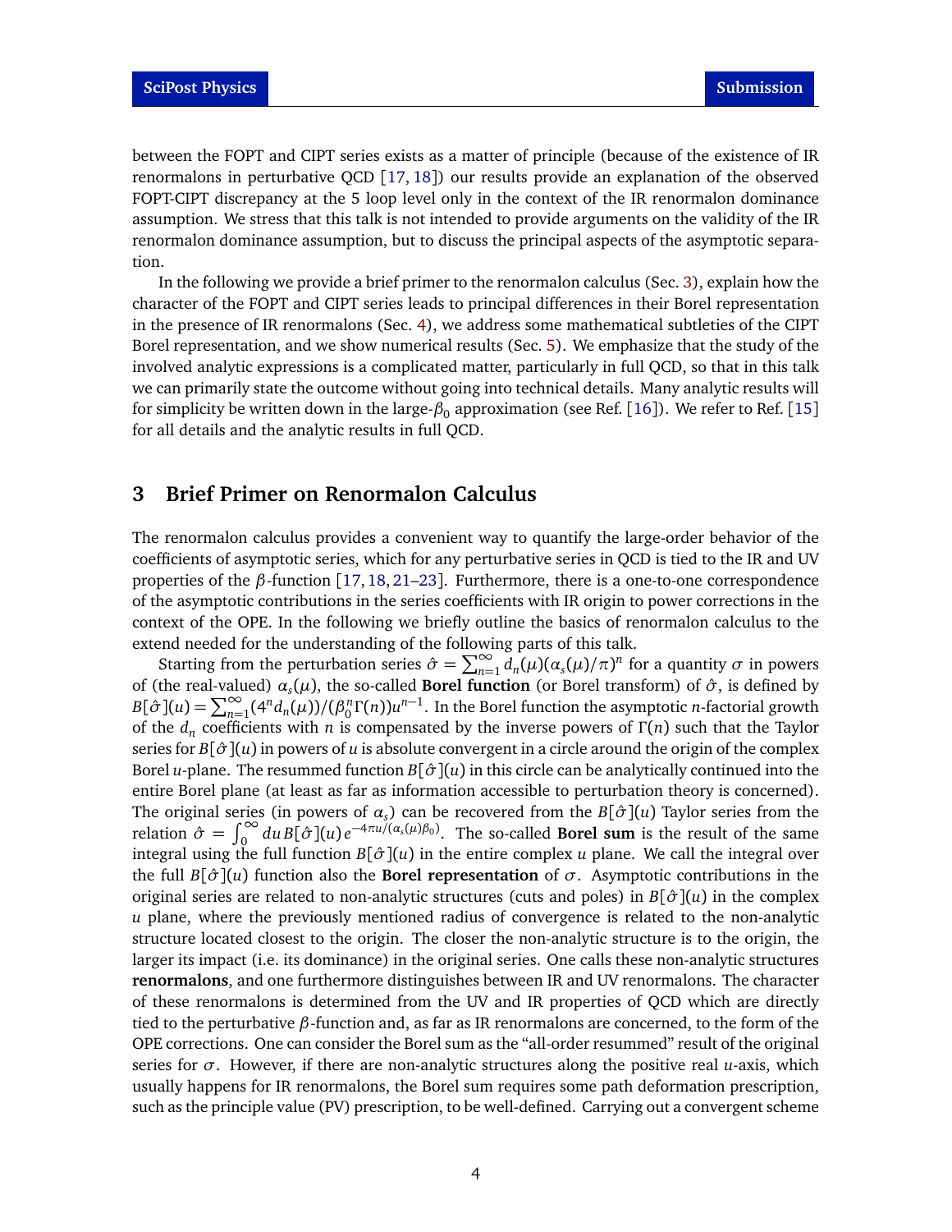between the FOPT and CIPT series exists as a matter of principle (because of the existence of IR renormalons in perturbative QCD [17, 18]) our results provide an explanation of the observed FOPT-CIPT discrepancy at the 5 loop level only in the context of the IR renormalon dominance assumption. We stress that this talk is not intended to provide arguments on the validity of the IR renormalon dominance assumption, but to discuss the principal aspects of the asymptotic separation.

In the following we provide a brief primer to the renormalon calculus (Sec. 3), explain how the character of the FOPT and CIPT series leads to principal differences in their Borel representation in the presence of IR renormalons (Sec. 4), we address some mathematical subtleties of the CIPT Borel representation, and we show numerical results (Sec. 5). We emphasize that the study of the involved analytic expressions is a complicated matter, particularly in full QCD, so that in this talk we can primarily state the outcome without going into technical details. Many analytic results will for simplicity be written down in the large-$\beta_0$ approximation (see Ref. [16]). We refer to Ref. [15] for all details and the analytic results in full QCD.

## 3 Brief Primer on Renormalon Calculus

The renormalon calculus provides a convenient way to quantify the large-order behavior of the coefficients of asymptotic series, which for any perturbative series in QCD is tied to the IR and UV properties of the $\beta$-function [17, 18, 21–23]. Furthermore, there is a one-to-one correspondence of the asymptotic contributions in the series coefficients with IR origin to power corrections in the context of the OPE. In the following we briefly outline the basics of renormalon calculus to the extend needed for the understanding of the following parts of this talk.

Starting from the perturbation series $\hat{\sigma} = \sum_{n=1}^{\infty} d_n(\mu)(\alpha_s(\mu)/\pi)^n$ for a quantity $\sigma$ in powers of (the real-valued) $\alpha_s(\mu)$, the so-called **Borel function** (or Borel transform) of $\hat{\sigma}$, is defined by $B[\hat{\sigma}](u) = \sum_{n=1}^{\infty}(4^n d_n(\mu))/(\beta_0^n \Gamma(n))u^{n-1}$. In the Borel function the asymptotic $n$-factorial growth of the $d_n$ coefficients with $n$ is compensated by the inverse powers of $\Gamma(n)$ such that the Taylor series for $B[\hat{\sigma}](u)$ in powers of $u$ is absolute convergent in a circle around the origin of the complex Borel $u$-plane. The resummed function $B[\hat{\sigma}](u)$ in this circle can be analytically continued into the entire Borel plane (at least as far as information accessible to perturbation theory is concerned). The original series (in powers of $\alpha_s$) can be recovered from the $B[\hat{\sigma}](u)$ Taylor series from the relation $\hat{\sigma} = \int_0^{\infty} du\, B[\hat{\sigma}](u)\, e^{-4\pi u/(\alpha_s(\mu)\beta_0)}$. The so-called **Borel sum** is the result of the same integral using the full function $B[\hat{\sigma}](u)$ in the entire complex $u$ plane. We call the integral over the full $B[\hat{\sigma}](u)$ function also the **Borel representation** of $\sigma$. Asymptotic contributions in the original series are related to non-analytic structures (cuts and poles) in $B[\hat{\sigma}](u)$ in the complex $u$ plane, where the previously mentioned radius of convergence is related to the non-analytic structure located closest to the origin. The closer the non-analytic structure is to the origin, the larger its impact (i.e. its dominance) in the original series. One calls these non-analytic structures **renormalons**, and one furthermore distinguishes between IR and UV renormalons. The character of these renormalons is determined from the UV and IR properties of QCD which are directly tied to the perturbative $\beta$-function and, as far as IR renormalons are concerned, to the form of the OPE corrections. One can consider the Borel sum as the "all-order resummed" result of the original series for $\sigma$. However, if there are non-analytic structures along the positive real $u$-axis, which usually happens for IR renormalons, the Borel sum requires some path deformation prescription, such as the principle value (PV) prescription, to be well-defined. Carrying out a convergent scheme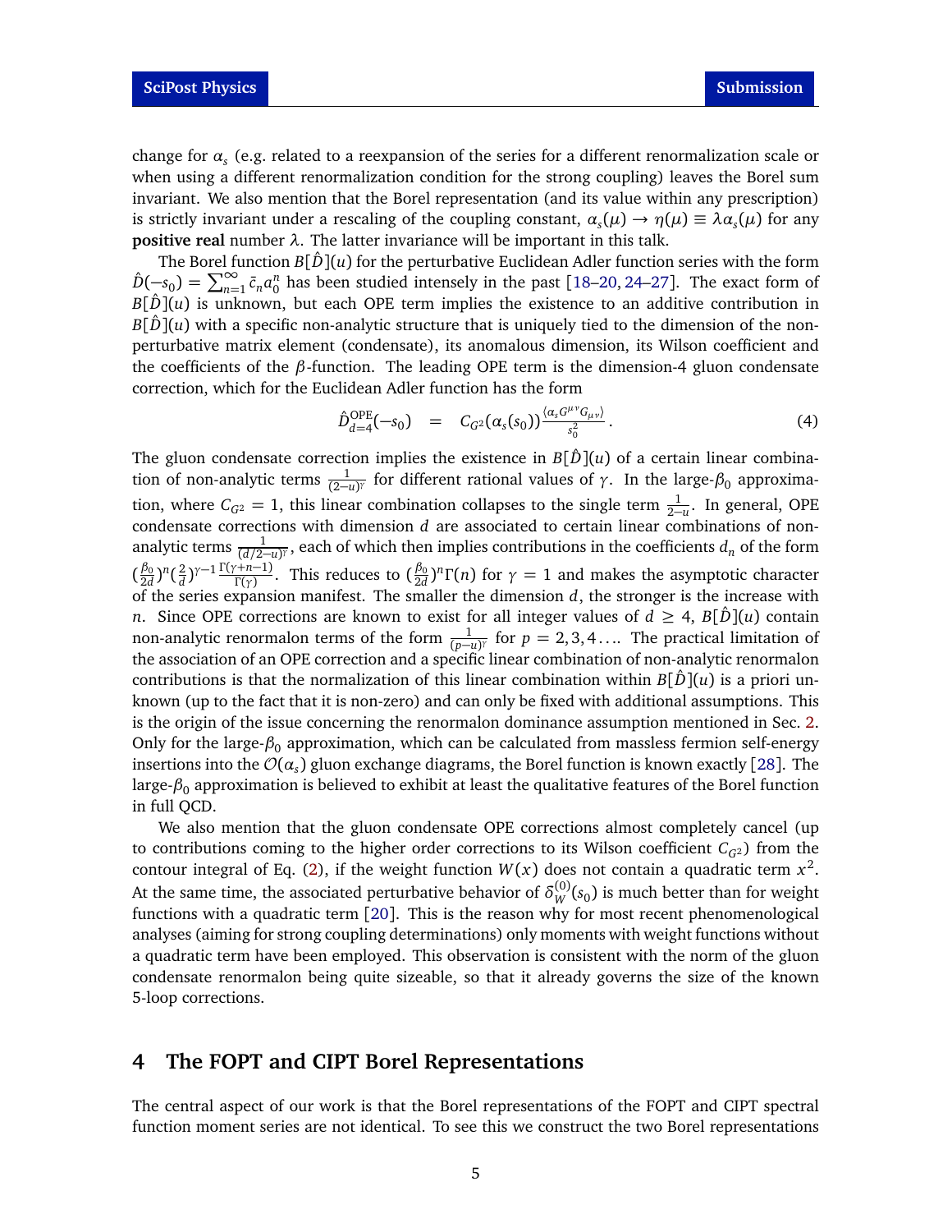change for $\alpha_s$ (e.g. related to a reexpansion of the series for a different renormalization scale or when using a different renormalization condition for the strong coupling) leaves the Borel sum invariant. We also mention that the Borel representation (and its value within any prescription) is strictly invariant under a rescaling of the coupling constant, $\alpha_s(\mu) \to \eta(\mu) \equiv \lambda\alpha_s(\mu)$ for any **positive real** number $\lambda$. The latter invariance will be important in this talk.

The Borel function $B[\hat{D}](u)$ for the perturbative Euclidean Adler function series with the form $\hat{D}(-s_0) = \sum_{n=1}^{\infty} \bar{c}_n a_0^n$ has been studied intensely in the past [18–20, 24–27]. The exact form of $B[\hat{D}](u)$ is unknown, but each OPE term implies the existence to an additive contribution in $B[\hat{D}](u)$ with a specific non-analytic structure that is uniquely tied to the dimension of the non-perturbative matrix element (condensate), its anomalous dimension, its Wilson coefficient and the coefficients of the $\beta$-function. The leading OPE term is the dimension-4 gluon condensate correction, which for the Euclidean Adler function has the form

$$\hat{D}^{\rm OPE}_{d=4}(-s_0) \quad = \quad C_{G^2}(\alpha_s(s_0))\frac{\langle \alpha_s G^{\mu\nu}G_{\mu\nu}\rangle}{s_0^2}\,. \tag{4}$$

The gluon condensate correction implies the existence in $B[\hat{D}](u)$ of a certain linear combination of non-analytic terms $\frac{1}{(2-u)^\gamma}$ for different rational values of $\gamma$. In the large-$\beta_0$ approximation, where $C_{G^2} = 1$, this linear combination collapses to the single term $\frac{1}{2-u}$. In general, OPE condensate corrections with dimension $d$ are associated to certain linear combinations of non-analytic terms $\frac{1}{(d/2-u)^\gamma}$, each of which then implies contributions in the coefficients $d_n$ of the form $(\frac{\beta_0}{2d})^n(\frac{2}{d})^{\gamma-1}\frac{\Gamma(\gamma+n-1)}{\Gamma(\gamma)}$. This reduces to $(\frac{\beta_0}{2d})^n\Gamma(n)$ for $\gamma = 1$ and makes the asymptotic character of the series expansion manifest. The smaller the dimension $d$, the stronger is the increase with $n$. Since OPE corrections are known to exist for all integer values of $d \geq 4$, $B[\hat{D}](u)$ contain non-analytic renormalon terms of the form $\frac{1}{(p-u)^\gamma}$ for $p = 2, 3, 4 \ldots$. The practical limitation of the association of an OPE correction and a specific linear combination of non-analytic renormalon contributions is that the normalization of this linear combination within $B[\hat{D}](u)$ is a priori unknown (up to the fact that it is non-zero) and can only be fixed with additional assumptions. This is the origin of the issue concerning the renormalon dominance assumption mentioned in Sec. 2. Only for the large-$\beta_0$ approximation, which can be calculated from massless fermion self-energy insertions into the $\mathcal{O}(\alpha_s)$ gluon exchange diagrams, the Borel function is known exactly [28]. The large-$\beta_0$ approximation is believed to exhibit at least the qualitative features of the Borel function in full QCD.

We also mention that the gluon condensate OPE corrections almost completely cancel (up to contributions coming to the higher order corrections to its Wilson coefficient $C_{G^2}$) from the contour integral of Eq. (2), if the weight function $W(x)$ does not contain a quadratic term $x^2$. At the same time, the associated perturbative behavior of $\delta^{(0)}_W(s_0)$ is much better than for weight functions with a quadratic term [20]. This is the reason why for most recent phenomenological analyses (aiming for strong coupling determinations) only moments with weight functions without a quadratic term have been employed. This observation is consistent with the norm of the gluon condensate renormalon being quite sizeable, so that it already governs the size of the known 5-loop corrections.

## 4 The FOPT and CIPT Borel Representations

The central aspect of our work is that the Borel representations of the FOPT and CIPT spectral function moment series are not identical. To see this we construct the two Borel representations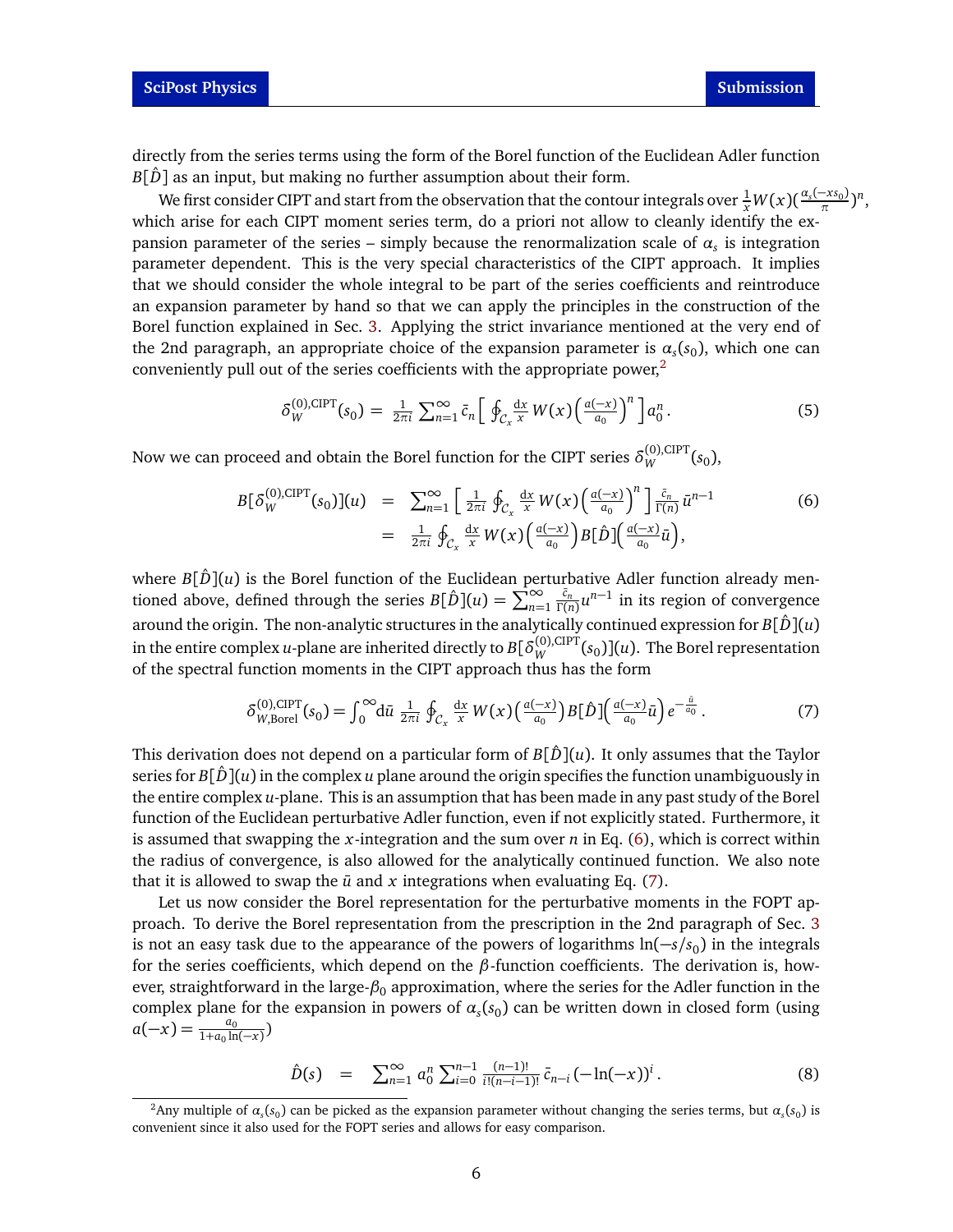directly from the series terms using the form of the Borel function of the Euclidean Adler function $B[\hat{D}]$ as an input, but making no further assumption about their form.

We first consider CIPT and start from the observation that the contour integrals over $\frac{1}{x}W(x)(\frac{\alpha_s(-xs_0)}{\pi})^n$, which arise for each CIPT moment series term, do a priori not allow to cleanly identify the expansion parameter of the series – simply because the renormalization scale of $\alpha_s$ is integration parameter dependent. This is the very special characteristics of the CIPT approach. It implies that we should consider the whole integral to be part of the series coefficients and reintroduce an expansion parameter by hand so that we can apply the principles in the construction of the Borel function explained in Sec. 3. Applying the strict invariance mentioned at the very end of the 2nd paragraph, an appropriate choice of the expansion parameter is $\alpha_s(s_0)$, which one can conveniently pull out of the series coefficients with the appropriate power,[2]

$$\delta_W^{(0),\mathrm{CIPT}}(s_0) = \frac{1}{2\pi i}\sum_{n=1}^{\infty}\bar{c}_n\Big[\oint_{\mathcal{C}_x}\frac{\mathrm{d}x}{x}\,W(x)\Big(\frac{a(-x)}{a_0}\Big)^n\Big]a_0^n\,. \tag{5}$$

Now we can proceed and obtain the Borel function for the CIPT series $\delta_W^{(0),\mathrm{CIPT}}(s_0)$,

$$\begin{aligned} B[\delta_W^{(0),\mathrm{CIPT}}(s_0)](u) &= \sum_{n=1}^{\infty}\Big[\frac{1}{2\pi i}\oint_{\mathcal{C}_x}\frac{\mathrm{d}x}{x}\,W(x)\Big(\frac{a(-x)}{a_0}\Big)^n\Big]\frac{\bar{c}_n}{\Gamma(n)}\,\bar{u}^{n-1} \\ &= \frac{1}{2\pi i}\oint_{\mathcal{C}_x}\frac{\mathrm{d}x}{x}\,W(x)\Big(\frac{a(-x)}{a_0}\Big)B[\hat{D}]\Big(\frac{a(-x)}{a_0}\bar{u}\Big), \end{aligned} \tag{6}$$

where $B[\hat{D}](u)$ is the Borel function of the Euclidean perturbative Adler function already mentioned above, defined through the series $B[\hat{D}](u) = \sum_{n=1}^{\infty}\frac{\bar{c}_n}{\Gamma(n)}u^{n-1}$ in its region of convergence around the origin. The non-analytic structures in the analytically continued expression for $B[\hat{D}](u)$ in the entire complex $u$-plane are inherited directly to $B[\delta_W^{(0),\mathrm{CIPT}}(s_0)](u)$. The Borel representation of the spectral function moments in the CIPT approach thus has the form

$$\delta_{W,\mathrm{Borel}}^{(0),\mathrm{CIPT}}(s_0) = \int_0^{\infty}\mathrm{d}\bar{u}\;\frac{1}{2\pi i}\oint_{\mathcal{C}_x}\frac{\mathrm{d}x}{x}\,W(x)\Big(\frac{a(-x)}{a_0}\Big)B[\hat{D}]\Big(\frac{a(-x)}{a_0}\bar{u}\Big)\,e^{-\frac{\bar{u}}{a_0}}\,. \tag{7}$$

This derivation does not depend on a particular form of $B[\hat{D}](u)$. It only assumes that the Taylor series for $B[\hat{D}](u)$ in the complex $u$ plane around the origin specifies the function unambiguously in the entire complex $u$-plane. This is an assumption that has been made in any past study of the Borel function of the Euclidean perturbative Adler function, even if not explicitly stated. Furthermore, it is assumed that swapping the $x$-integration and the sum over $n$ in Eq. (6), which is correct within the radius of convergence, is also allowed for the analytically continued function. We also note that it is allowed to swap the $\bar{u}$ and $x$ integrations when evaluating Eq. (7).

Let us now consider the Borel representation for the perturbative moments in the FOPT approach. To derive the Borel representation from the prescription in the 2nd paragraph of Sec. 3 is not an easy task due to the appearance of the powers of logarithms $\ln(-s/s_0)$ in the integrals for the series coefficients, which depend on the $\beta$-function coefficients. The derivation is, however, straightforward in the large-$\beta_0$ approximation, where the series for the Adler function in the complex plane for the expansion in powers of $\alpha_s(s_0)$ can be written down in closed form (using $a(-x) = \frac{a_0}{1+a_0\ln(-x)}$)

$$\hat{D}(s) \;=\; \sum_{n=1}^{\infty}a_0^n\sum_{i=0}^{n-1}\frac{(n-1)!}{i!(n-i-1)!}\,\bar{c}_{n-i}\,(-\ln(-x))^i\,. \tag{8}$$

[2] Any multiple of $\alpha_s(s_0)$ can be picked as the expansion parameter without changing the series terms, but $\alpha_s(s_0)$ is convenient since it also used for the FOPT series and allows for easy comparison.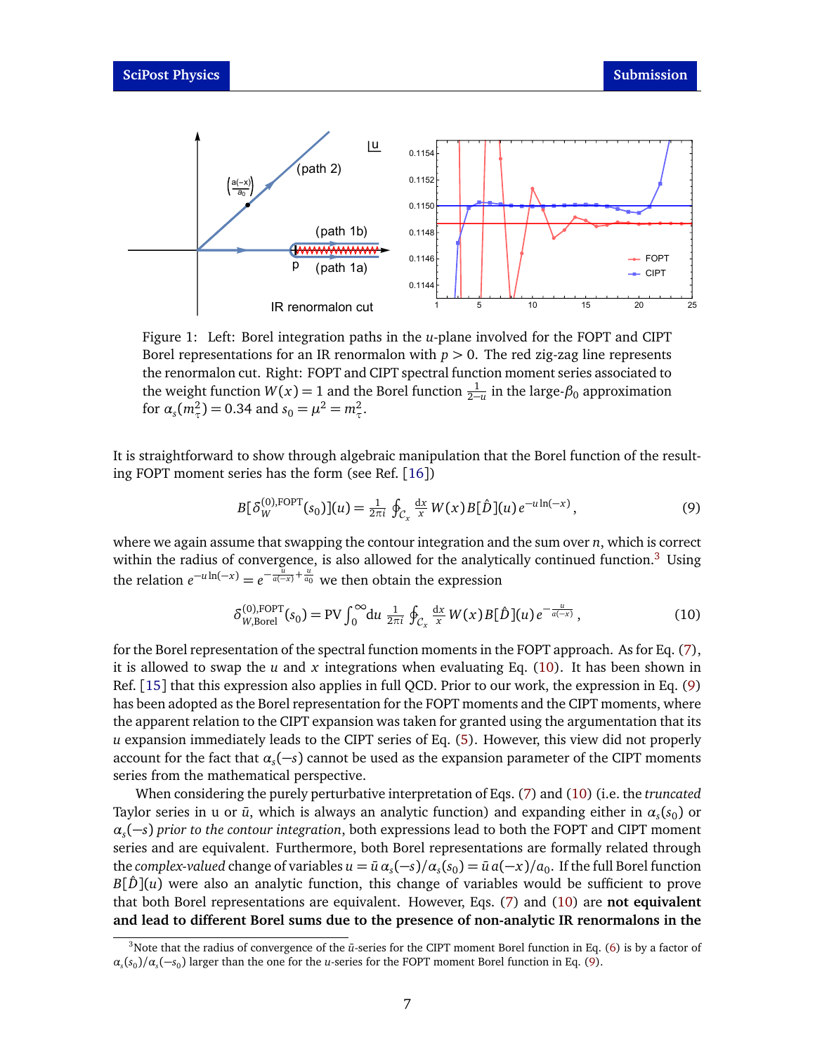Figure 1: Left: Borel integration paths in the $u$-plane involved for the FOPT and CIPT Borel representations for an IR renormalon with $p > 0$. The red zig-zag line represents the renormalon cut. Right: FOPT and CIPT spectral function moment series associated to the weight function $W(x) = 1$ and the Borel function $\frac{1}{2-u}$ in the large-$\beta_0$ approximation for $\alpha_s(m_\tau^2) = 0.34$ and $s_0 = \mu^2 = m_\tau^2$.

It is straightforward to show through algebraic manipulation that the Borel function of the resulting FOPT moment series has the form (see Ref. [16])

$$B[\delta_W^{(0),\mathrm{FOPT}}(s_0)](u) = \frac{1}{2\pi i} \oint_{\mathcal{C}_x} \frac{\mathrm{d}x}{x}\, W(x)\, B[\hat{D}](u)\, e^{-u \ln(-x)}\,, \tag{9}$$

where we again assume that swapping the contour integration and the sum over $n$, which is correct within the radius of convergence, is also allowed for the analytically continued function.[3] Using the relation $e^{-u\ln(-x)} = e^{-\frac{u}{a(-x)} + \frac{u}{a_0}}$ we then obtain the expression

$$\delta_{W,\mathrm{Borel}}^{(0),\mathrm{FOPT}}(s_0) = \mathrm{PV}\int_0^\infty \mathrm{d}u\, \frac{1}{2\pi i} \oint_{\mathcal{C}_x} \frac{\mathrm{d}x}{x}\, W(x)\, B[\hat{D}](u)\, e^{-\frac{u}{a(-x)}}\,, \tag{10}$$

for the Borel representation of the spectral function moments in the FOPT approach. As for Eq. (7), it is allowed to swap the $u$ and $x$ integrations when evaluating Eq. (10). It has been shown in Ref. [15] that this expression also applies in full QCD. Prior to our work, the expression in Eq. (9) has been adopted as the Borel representation for the FOPT moments and the CIPT moments, where the apparent relation to the CIPT expansion was taken for granted using the argumentation that its $u$ expansion immediately leads to the CIPT series of Eq. (5). However, this view did not properly account for the fact that $\alpha_s(-s)$ cannot be used as the expansion parameter of the CIPT moments series from the mathematical perspective.

When considering the purely perturbative interpretation of Eqs. (7) and (10) (i.e. the *truncated* Taylor series in u or $\bar{u}$, which is always an analytic function) and expanding either in $\alpha_s(s_0)$ or $\alpha_s(-s)$ *prior to the contour integration*, both expressions lead to both the FOPT and CIPT moment series and are equivalent. Furthermore, both Borel representations are formally related through the *complex-valued* change of variables $u = \bar{u}\,\alpha_s(-s)/\alpha_s(s_0) = \bar{u}\, a(-x)/a_0$. If the full Borel function $B[\hat{D}](u)$ were also an analytic function, this change of variables would be sufficient to prove that both Borel representations are equivalent. However, Eqs. (7) and (10) are **not equivalent and lead to different Borel sums due to the presence of non-analytic IR renormalons in the**

[3] Note that the radius of convergence of the $\bar{u}$-series for the CIPT moment Borel function in Eq. (6) is by a factor of $\alpha_s(s_0)/\alpha_s(-s_0)$ larger than the one for the $u$-series for the FOPT moment Borel function in Eq. (9).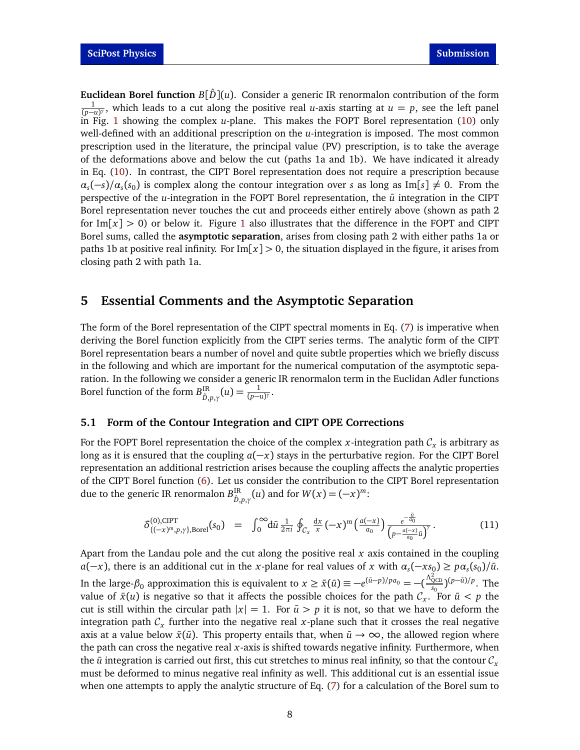**Euclidean Borel function** $B[\hat{D}](u)$. Consider a generic IR renormalon contribution of the form $\frac{1}{(p-u)^\gamma}$, which leads to a cut along the positive real $u$-axis starting at $u = p$, see the left panel in Fig. 1 showing the complex $u$-plane. This makes the FOPT Borel representation (10) only well-defined with an additional prescription on the $u$-integration is imposed. The most common prescription used in the literature, the principal value (PV) prescription, is to take the average of the deformations above and below the cut (paths 1a and 1b). We have indicated it already in Eq. (10). In contrast, the CIPT Borel representation does not require a prescription because $\alpha_s(-s)/\alpha_s(s_0)$ is complex along the contour integration over $s$ as long as $\mathrm{Im}[s] \neq 0$. From the perspective of the $u$-integration in the FOPT Borel representation, the $\bar{u}$ integration in the CIPT Borel representation never touches the cut and proceeds either entirely above (shown as path 2 for $\mathrm{Im}[x] > 0$) or below it. Figure 1 also illustrates that the difference in the FOPT and CIPT Borel sums, called the **asymptotic separation**, arises from closing path 2 with either paths 1a or paths 1b at positive real infinity. For $\mathrm{Im}[x] > 0$, the situation displayed in the figure, it arises from closing path 2 with path 1a.

## 5 Essential Comments and the Asymptotic Separation

The form of the Borel representation of the CIPT spectral moments in Eq. (7) is imperative when deriving the Borel function explicitly from the CIPT series terms. The analytic form of the CIPT Borel representation bears a number of novel and quite subtle properties which we briefly discuss in the following and which are important for the numerical computation of the asymptotic separation. In the following we consider a generic IR renormalon term in the Euclidan Adler functions Borel function of the form $B^{\rm IR}_{\hat{D},p,\gamma}(u) = \frac{1}{(p-u)^\gamma}$.

### 5.1 Form of the Contour Integration and CIPT OPE Corrections

For the FOPT Borel representation the choice of the complex $x$-integration path $\mathcal{C}_x$ is arbitrary as long as it is ensured that the coupling $a(-x)$ stays in the perturbative region. For the CIPT Borel representation an additional restriction arises because the coupling affects the analytic properties of the CIPT Borel function (6). Let us consider the contribution to the CIPT Borel representation due to the generic IR renormalon $B^{\rm IR}_{\hat{D},p,\gamma}(u)$ and for $W(x) = (-x)^m$:

$$\delta^{(0),\rm CIPT}_{\{(-x)^m,p,\gamma\},\rm Borel}(s_0) \;\;=\;\; \int_0^\infty \! \mathrm{d}\bar{u}\, \frac{1}{2\pi i} \oint_{\mathcal{C}_x} \frac{\mathrm{d}x}{x} (-x)^m \left(\frac{a(-x)}{a_0}\right) \frac{e^{-\frac{\bar{u}}{a_0}}}{\left(p - \frac{a(-x)}{a_0}\bar{u}\right)^\gamma} \,. \tag{11}$$

Apart from the Landau pole and the cut along the positive real $x$ axis contained in the coupling $a(-x)$, there is an additional cut in the $x$-plane for real values of $x$ with $\alpha_s(-xs_0) \geq p\,\alpha_s(s_0)/\bar{u}$. In the large-$\beta_0$ approximation this is equivalent to $x \geq \tilde{x}(\bar{u}) \equiv -e^{(\bar{u}-p)/pa_0} = -(\frac{\Lambda^2_{\rm QCD}}{s_0})^{(p-\bar{u})/p}$. The value of $\bar{x}(u)$ is negative so that it affects the possible choices for the path $\mathcal{C}_x$. For $\bar{u} < p$ the cut is still within the circular path $|x| = 1$. For $\bar{u} > p$ it is not, so that we have to deform the integration path $\mathcal{C}_x$ further into the negative real $x$-plane such that it crosses the real negative axis at a value below $\tilde{x}(\bar{u})$. This property entails that, when $\bar{u} \to \infty$, the allowed region where the path can cross the negative real $x$-axis is shifted towards negative infinity. Furthermore, when the $\bar{u}$ integration is carried out first, this cut stretches to minus real infinity, so that the contour $\mathcal{C}_x$ must be deformed to minus negative real infinity as well. This additional cut is an essential issue when one attempts to apply the analytic structure of Eq. (7) for a calculation of the Borel sum to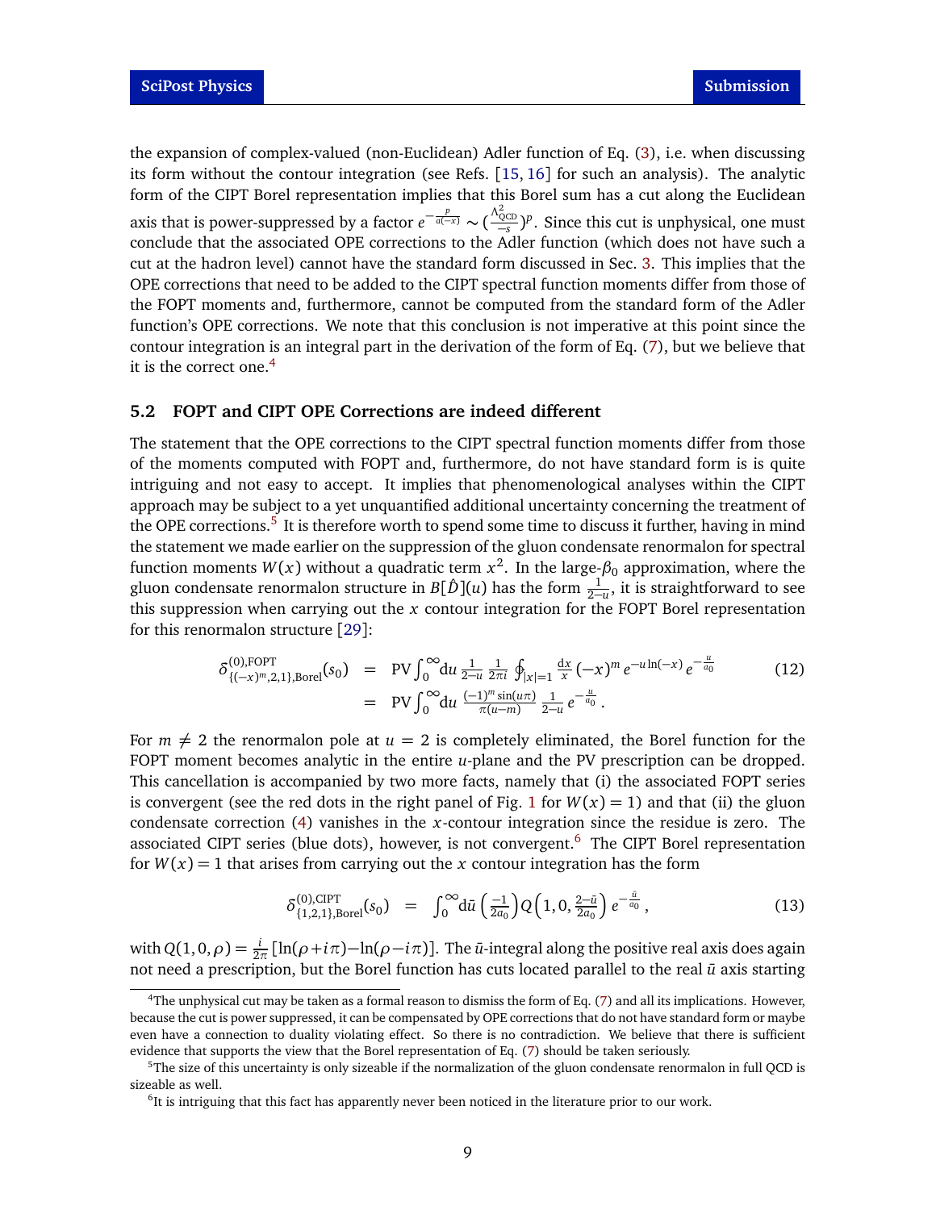the expansion of complex-valued (non-Euclidean) Adler function of Eq. (3), i.e. when discussing its form without the contour integration (see Refs. [15, 16] for such an analysis). The analytic form of the CIPT Borel representation implies that this Borel sum has a cut along the Euclidean axis that is power-suppressed by a factor $e^{-\frac{p}{a(-x)}} \sim (\frac{\Lambda^2_{\rm QCD}}{-s})^p$. Since this cut is unphysical, one must conclude that the associated OPE corrections to the Adler function (which does not have such a cut at the hadron level) cannot have the standard form discussed in Sec. 3. This implies that the OPE corrections that need to be added to the CIPT spectral function moments differ from those of the FOPT moments and, furthermore, cannot be computed from the standard form of the Adler function's OPE corrections. We note that this conclusion is not imperative at this point since the contour integration is an integral part in the derivation of the form of Eq. (7), but we believe that it is the correct one.[4]

## 5.2 FOPT and CIPT OPE Corrections are indeed different

The statement that the OPE corrections to the CIPT spectral function moments differ from those of the moments computed with FOPT and, furthermore, do not have standard form is is quite intriguing and not easy to accept. It implies that phenomenological analyses within the CIPT approach may be subject to a yet unquantified additional uncertainty concerning the treatment of the OPE corrections.[5] It is therefore worth to spend some time to discuss it further, having in mind the statement we made earlier on the suppression of the gluon condensate renormalon for spectral function moments $W(x)$ without a quadratic term $x^2$. In the large-$\beta_0$ approximation, where the gluon condensate renormalon structure in $B[\hat{D}](u)$ has the form $\frac{1}{2-u}$, it is straightforward to see this suppression when carrying out the $x$ contour integration for the FOPT Borel representation for this renormalon structure [29]:

$$
\begin{aligned}
\delta^{(0),\rm FOPT}_{\{(-x)^m,2,1\},\rm Borel}(s_0) &= \text{PV}\int_0^\infty \!\mathrm{d}u\, \frac{1}{2-u}\,\frac{1}{2\pi i}\oint_{|x|=1}\frac{\mathrm{d}x}{x}\,(-x)^m\, e^{-u\ln(-x)}\, e^{-\frac{u}{a_0}} \\
&= \text{PV}\int_0^\infty \!\mathrm{d}u\, \frac{(-1)^m \sin(u\pi)}{\pi(u-m)}\,\frac{1}{2-u}\, e^{-\frac{u}{a_0}}\,.
\end{aligned}
\tag{12}
$$

For $m \neq 2$ the renormalon pole at $u=2$ is completely eliminated, the Borel function for the FOPT moment becomes analytic in the entire $u$-plane and the PV prescription can be dropped. This cancellation is accompanied by two more facts, namely that (i) the associated FOPT series is convergent (see the red dots in the right panel of Fig. 1 for $W(x)=1$) and that (ii) the gluon condensate correction (4) vanishes in the $x$-contour integration since the residue is zero. The associated CIPT series (blue dots), however, is not convergent.[6] The CIPT Borel representation for $W(x)=1$ that arises from carrying out the $x$ contour integration has the form

$$
\delta^{(0),\rm CIPT}_{\{1,2,1\},\rm Borel}(s_0) = \int_0^\infty \!\mathrm{d}\bar{u}\,\left(\tfrac{-1}{2a_0}\right) Q\!\left(1,0,\tfrac{2-\bar{u}}{2a_0}\right) e^{-\frac{\bar{u}}{a_0}}\,,
\tag{13}
$$

with $Q(1,0,\rho) = \frac{i}{2\pi}\left[\ln(\rho+i\pi) - \ln(\rho-i\pi)\right]$. The $\bar{u}$-integral along the positive real axis does again not need a prescription, but the Borel function has cuts located parallel to the real $\bar{u}$ axis starting

---

[4] The unphysical cut may be taken as a formal reason to dismiss the form of Eq. (7) and all its implications. However, because the cut is power suppressed, it can be compensated by OPE corrections that do not have standard form or maybe even have a connection to duality violating effect. So there is no contradiction. We believe that there is sufficient evidence that supports the view that the Borel representation of Eq. (7) should be taken seriously.

[5] The size of this uncertainty is only sizeable if the normalization of the gluon condensate renormalon in full QCD is sizeable as well.

[6] It is intriguing that this fact has apparently never been noticed in the literature prior to our work.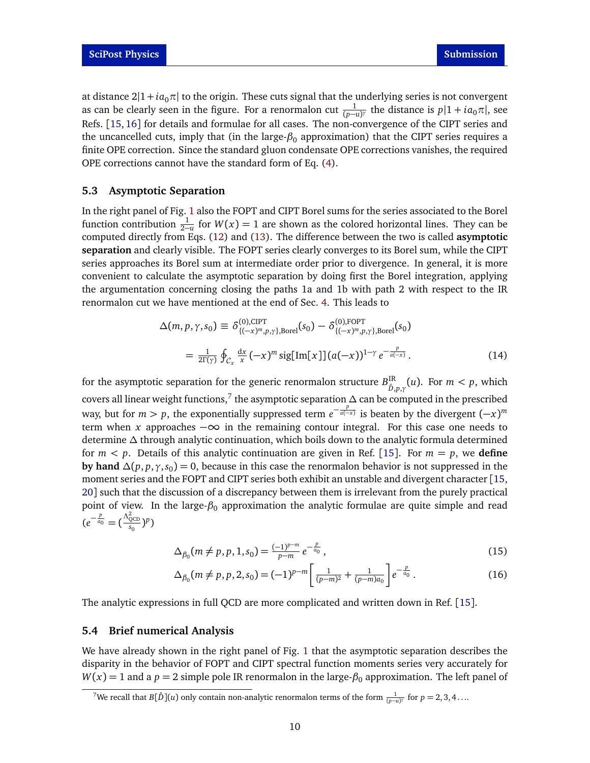at distance $2|1+ia_0\pi|$ to the origin. These cuts signal that the underlying series is not convergent as can be clearly seen in the figure. For a renormalon cut $\frac{1}{(p-u)^\gamma}$ the distance is $p|1+ia_0\pi|$, see Refs. [15, 16] for details and formulae for all cases. The non-convergence of the CIPT series and the uncancelled cuts, imply that (in the large-$\beta_0$ approximation) that the CIPT series requires a finite OPE correction. Since the standard gluon condensate OPE corrections vanishes, the required OPE corrections cannot have the standard form of Eq. (4).

### 5.3 Asymptotic Separation

In the right panel of Fig. 1 also the FOPT and CIPT Borel sums for the series associated to the Borel function contribution $\frac{1}{2-u}$ for $W(x)=1$ are shown as the colored horizontal lines. They can be computed directly from Eqs. (12) and (13). The difference between the two is called **asymptotic separation** and clearly visible. The FOPT series clearly converges to its Borel sum, while the CIPT series approaches its Borel sum at intermediate order prior to divergence. In general, it is more convenient to calculate the asymptotic separation by doing first the Borel integration, applying the argumentation concerning closing the paths 1a and 1b with path 2 with respect to the IR renormalon cut we have mentioned at the end of Sec. 4. This leads to

$$
\begin{aligned}
\Delta(m,p,\gamma,s_0) &\equiv \delta^{(0),\mathrm{CIPT}}_{\{(-x)^m,p,\gamma\},\mathrm{Borel}}(s_0) - \delta^{(0),\mathrm{FOPT}}_{\{(-x)^m,p,\gamma\},\mathrm{Borel}}(s_0) \\
&= \frac{1}{2\Gamma(\gamma)} \oint_{\mathcal{C}_x} \frac{\mathrm{d}x}{x}\,(-x)^m\,\mathrm{sig}[\mathrm{Im}[x]]\,(a(-x))^{1-\gamma}\,e^{-\frac{p}{a(-x)}}\,. \qquad (14)
\end{aligned}
$$

for the asymptotic separation for the generic renormalon structure $B^{\mathrm{IR}}_{\hat{D},p,\gamma}(u)$. For $m<p$, which covers all linear weight functions,[7] the asymptotic separation $\Delta$ can be computed in the prescribed way, but for $m>p$, the exponentially suppressed term $e^{-\frac{p}{a(-x)}}$ is beaten by the divergent $(-x)^m$ term when $x$ approaches $-\infty$ in the remaining contour integral. For this case one needs to determine $\Delta$ through analytic continuation, which boils down to the analytic formula determined for $m<p$. Details of this analytic continuation are given in Ref. [15]. For $m=p$, we **define by hand** $\Delta(p,p,\gamma,s_0)=0$, because in this case the renormalon behavior is not suppressed in the moment series and the FOPT and CIPT series both exhibit an unstable and divergent character [15, 20] such that the discussion of a discrepancy between them is irrelevant from the purely practical point of view. In the large-$\beta_0$ approximation the analytic formulae are quite simple and read ($e^{-\frac{p}{a_0}}=(\frac{\Lambda^2_{\mathrm{QCD}}}{s_0})^p$)

$$
\Delta_{\beta_0}(m\neq p,p,1,s_0) = \frac{(-1)^{p-m}}{p-m}\,e^{-\frac{p}{a_0}}\,, \qquad (15)
$$

$$
\Delta_{\beta_0}(m\neq p,p,2,s_0) = (-1)^{p-m}\left[\frac{1}{(p-m)^2}+\frac{1}{(p-m)a_0}\right]e^{-\frac{p}{a_0}}\,. \qquad (16)
$$

The analytic expressions in full QCD are more complicated and written down in Ref. [15].

### 5.4 Brief numerical Analysis

We have already shown in the right panel of Fig. 1 that the asymptotic separation describes the disparity in the behavior of FOPT and CIPT spectral function moments series very accurately for $W(x)=1$ and a $p=2$ simple pole IR renormalon in the large-$\beta_0$ approximation. The left panel of

[7] We recall that $B[\hat{D}](u)$ only contain non-analytic renormalon terms of the form $\frac{1}{(p-u)^\gamma}$ for $p=2,3,4\ldots$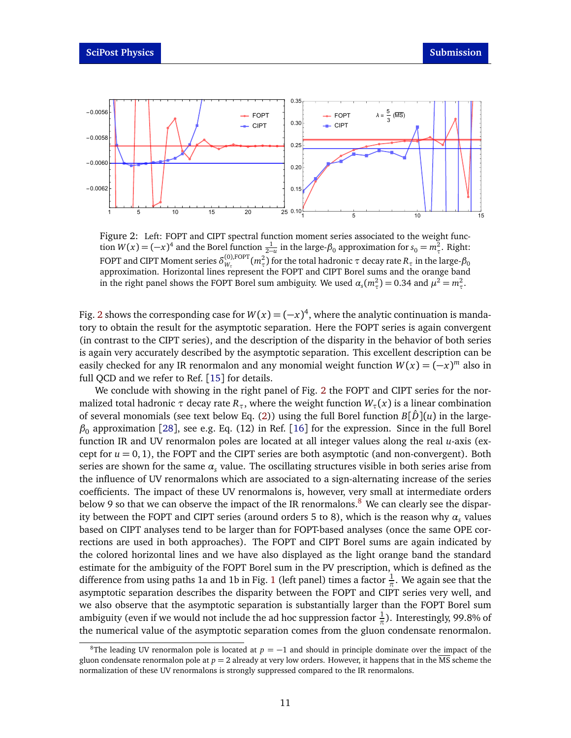Figure 2: Left: FOPT and CIPT spectral function moment series associated to the weight function $W(x) = (-x)^4$ and the Borel function $\frac{1}{2-u}$ in the large-$\beta_0$ approximation for $s_0 = m_\tau^2$. Right: FOPT and CIPT Moment series $\delta^{(0),\text{FOPT}}_{W_\tau}(m_\tau^2)$ for the total hadronic $\tau$ decay rate $R_\tau$ in the large-$\beta_0$ approximation. Horizontal lines represent the FOPT and CIPT Borel sums and the orange band in the right panel shows the FOPT Borel sum ambiguity. We used $\alpha_s(m_\tau^2) = 0.34$ and $\mu^2 = m_\tau^2$.

Fig. 2 shows the corresponding case for $W(x) = (-x)^4$, where the analytic continuation is mandatory to obtain the result for the asymptotic separation. Here the FOPT series is again convergent (in contrast to the CIPT series), and the description of the disparity in the behavior of both series is again very accurately described by the asymptotic separation. This excellent description can be easily checked for any IR renormalon and any monomial weight function $W(x) = (-x)^m$ also in full QCD and we refer to Ref. [15] for details.

We conclude with showing in the right panel of Fig. 2 the FOPT and CIPT series for the normalized total hadronic $\tau$ decay rate $R_\tau$, where the weight function $W_\tau(x)$ is a linear combination of several monomials (see text below Eq. (2)) using the full Borel function $B[\hat{D}](u)$ in the large-$\beta_0$ approximation [28], see e.g. Eq. (12) in Ref. [16] for the expression. Since in the full Borel function IR and UV renormalon poles are located at all integer values along the real $u$-axis (except for $u = 0, 1$), the FOPT and the CIPT series are both asymptotic (and non-convergent). Both series are shown for the same $\alpha_s$ value. The oscillating structures visible in both series arise from the influence of UV renormalons which are associated to a sign-alternating increase of the series coefficients. The impact of these UV renormalons is, however, very small at intermediate orders below 9 so that we can observe the impact of the IR renormalons.[8] We can clearly see the disparity between the FOPT and CIPT series (around orders 5 to 8), which is the reason why $\alpha_s$ values based on CIPT analyses tend to be larger than for FOPT-based analyses (once the same OPE corrections are used in both approaches). The FOPT and CIPT Borel sums are again indicated by the colored horizontal lines and we have also displayed as the light orange band the standard estimate for the ambiguity of the FOPT Borel sum in the PV prescription, which is defined as the difference from using paths 1a and 1b in Fig. 1 (left panel) times a factor $\frac{1}{\pi}$. We again see that the asymptotic separation describes the disparity between the FOPT and CIPT series very well, and we also observe that the asymptotic separation is substantially larger than the FOPT Borel sum ambiguity (even if we would not include the ad hoc suppression factor $\frac{1}{\pi}$). Interestingly, 99.8% of the numerical value of the asymptotic separation comes from the gluon condensate renormalon.

[8] The leading UV renormalon pole is located at $p = -1$ and should in principle dominate over the impact of the gluon condensate renormalon pole at $p = 2$ already at very low orders. However, it happens that in the $\overline{\text{MS}}$ scheme the normalization of these UV renormalons is strongly suppressed compared to the IR renormalons.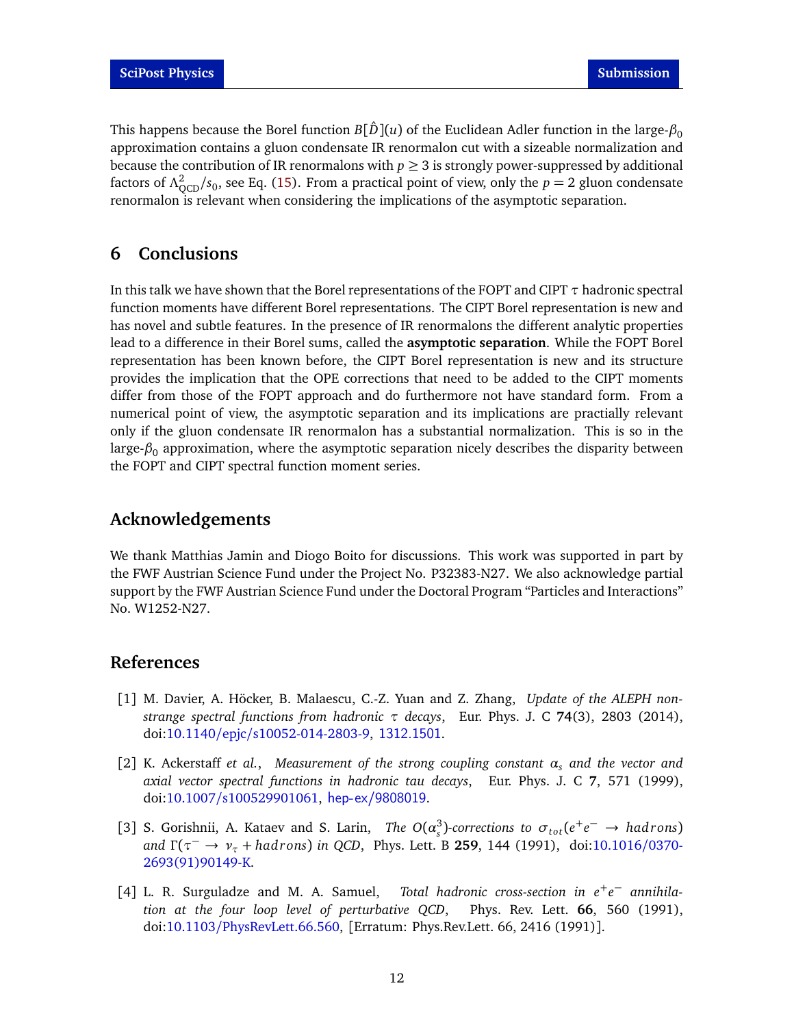This happens because the Borel function $B[\hat{D}](u)$ of the Euclidean Adler function in the large-$\beta_0$ approximation contains a gluon condensate IR renormalon cut with a sizeable normalization and because the contribution of IR renormalons with $p \geq 3$ is strongly power-suppressed by additional factors of $\Lambda^2_{\rm QCD}/s_0$, see Eq. (15). From a practical point of view, only the $p = 2$ gluon condensate renormalon is relevant when considering the implications of the asymptotic separation.

# 6 Conclusions

In this talk we have shown that the Borel representations of the FOPT and CIPT $\tau$ hadronic spectral function moments have different Borel representations. The CIPT Borel representation is new and has novel and subtle features. In the presence of IR renormalons the different analytic properties lead to a difference in their Borel sums, called the **asymptotic separation**. While the FOPT Borel representation has been known before, the CIPT Borel representation is new and its structure provides the implication that the OPE corrections that need to be added to the CIPT moments differ from those of the FOPT approach and do furthermore not have standard form. From a numerical point of view, the asymptotic separation and its implications are practially relevant only if the gluon condensate IR renormalon has a substantial normalization. This is so in the large-$\beta_0$ approximation, where the asymptotic separation nicely describes the disparity between the FOPT and CIPT spectral function moment series.

## Acknowledgements

We thank Matthias Jamin and Diogo Boito for discussions. This work was supported in part by the FWF Austrian Science Fund under the Project No. P32383-N27. We also acknowledge partial support by the FWF Austrian Science Fund under the Doctoral Program "Particles and Interactions" No. W1252-N27.

## References

[1] M. Davier, A. Höcker, B. Malaescu, C.-Z. Yuan and Z. Zhang, *Update of the ALEPH non-strange spectral functions from hadronic $\tau$ decays*, Eur. Phys. J. C **74**(3), 2803 (2014), doi:10.1140/epjc/s10052-014-2803-9, 1312.1501.

[2] K. Ackerstaff *et al.*, *Measurement of the strong coupling constant $\alpha_s$ and the vector and axial vector spectral functions in hadronic tau decays*, Eur. Phys. J. C **7**, 571 (1999), doi:10.1007/s100529901061, hep-ex/9808019.

[3] S. Gorishnii, A. Kataev and S. Larin, *The $O(\alpha_s^3)$-corrections to $\sigma_{tot}(e^+e^- \to hadrons)$ and $\Gamma(\tau^- \to \nu_\tau + hadrons)$ in QCD*, Phys. Lett. B **259**, 144 (1991), doi:10.1016/0370-2693(91)90149-K.

[4] L. R. Surguladze and M. A. Samuel, *Total hadronic cross-section in $e^+e^-$ annihilation at the four loop level of perturbative QCD*, Phys. Rev. Lett. **66**, 560 (1991), doi:10.1103/PhysRevLett.66.560, [Erratum: Phys.Rev.Lett. 66, 2416 (1991)].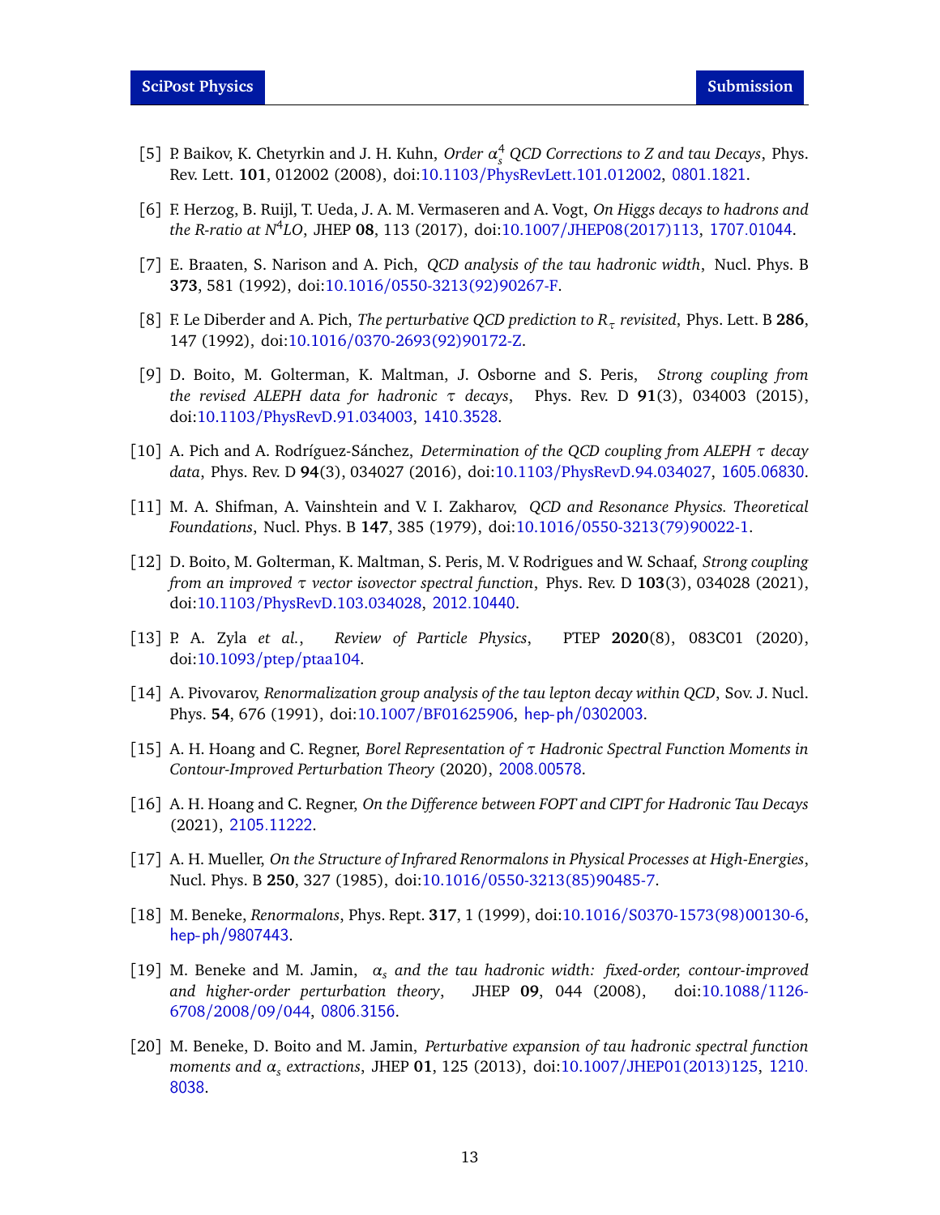[5] P. Baikov, K. Chetyrkin and J. H. Kuhn, *Order $\alpha_s^4$ QCD Corrections to Z and tau Decays*, Phys. Rev. Lett. **101**, 012002 (2008), doi:10.1103/PhysRevLett.101.012002, 0801.1821.

[6] F. Herzog, B. Ruijl, T. Ueda, J. A. M. Vermaseren and A. Vogt, *On Higgs decays to hadrons and the R-ratio at N$^4$LO*, JHEP **08**, 113 (2017), doi:10.1007/JHEP08(2017)113, 1707.01044.

[7] E. Braaten, S. Narison and A. Pich, *QCD analysis of the tau hadronic width*, Nucl. Phys. B **373**, 581 (1992), doi:10.1016/0550-3213(92)90267-F.

[8] F. Le Diberder and A. Pich, *The perturbative QCD prediction to $R_\tau$ revisited*, Phys. Lett. B **286**, 147 (1992), doi:10.1016/0370-2693(92)90172-Z.

[9] D. Boito, M. Golterman, K. Maltman, J. Osborne and S. Peris, *Strong coupling from the revised ALEPH data for hadronic $\tau$ decays*, Phys. Rev. D **91**(3), 034003 (2015), doi:10.1103/PhysRevD.91.034003, 1410.3528.

[10] A. Pich and A. Rodríguez-Sánchez, *Determination of the QCD coupling from ALEPH $\tau$ decay data*, Phys. Rev. D **94**(3), 034027 (2016), doi:10.1103/PhysRevD.94.034027, 1605.06830.

[11] M. A. Shifman, A. Vainshtein and V. I. Zakharov, *QCD and Resonance Physics. Theoretical Foundations*, Nucl. Phys. B **147**, 385 (1979), doi:10.1016/0550-3213(79)90022-1.

[12] D. Boito, M. Golterman, K. Maltman, S. Peris, M. V. Rodrigues and W. Schaaf, *Strong coupling from an improved $\tau$ vector isovector spectral function*, Phys. Rev. D **103**(3), 034028 (2021), doi:10.1103/PhysRevD.103.034028, 2012.10440.

[13] P. A. Zyla *et al.*, *Review of Particle Physics*, PTEP **2020**(8), 083C01 (2020), doi:10.1093/ptep/ptaa104.

[14] A. Pivovarov, *Renormalization group analysis of the tau lepton decay within QCD*, Sov. J. Nucl. Phys. **54**, 676 (1991), doi:10.1007/BF01625906, hep-ph/0302003.

[15] A. H. Hoang and C. Regner, *Borel Representation of $\tau$ Hadronic Spectral Function Moments in Contour-Improved Perturbation Theory* (2020), 2008.00578.

[16] A. H. Hoang and C. Regner, *On the Difference between FOPT and CIPT for Hadronic Tau Decays* (2021), 2105.11222.

[17] A. H. Mueller, *On the Structure of Infrared Renormalons in Physical Processes at High-Energies*, Nucl. Phys. B **250**, 327 (1985), doi:10.1016/0550-3213(85)90485-7.

[18] M. Beneke, *Renormalons*, Phys. Rept. **317**, 1 (1999), doi:10.1016/S0370-1573(98)00130-6, hep-ph/9807443.

[19] M. Beneke and M. Jamin, *$\alpha_s$ and the tau hadronic width: fixed-order, contour-improved and higher-order perturbation theory*, JHEP **09**, 044 (2008), doi:10.1088/1126-6708/2008/09/044, 0806.3156.

[20] M. Beneke, D. Boito and M. Jamin, *Perturbative expansion of tau hadronic spectral function moments and $\alpha_s$ extractions*, JHEP **01**, 125 (2013), doi:10.1007/JHEP01(2013)125, 1210.8038.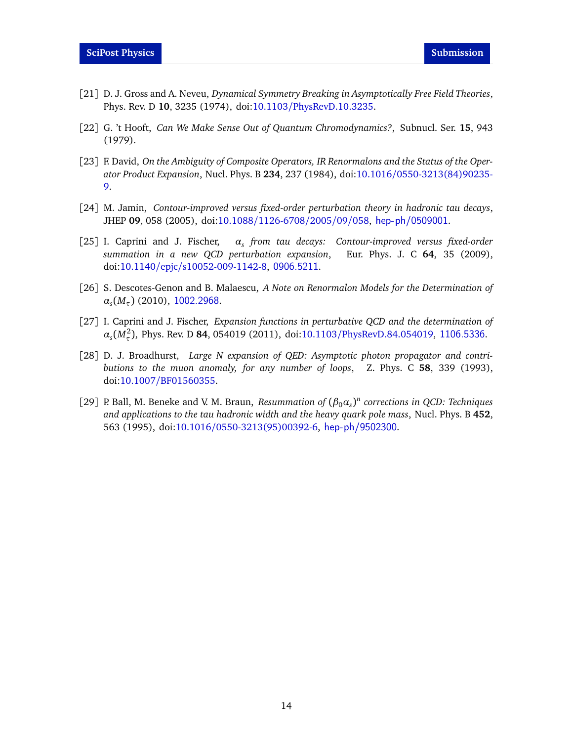[21] D. J. Gross and A. Neveu, *Dynamical Symmetry Breaking in Asymptotically Free Field Theories*, Phys. Rev. D **10**, 3235 (1974), doi:10.1103/PhysRevD.10.3235.

[22] G. 't Hooft, *Can We Make Sense Out of Quantum Chromodynamics?*, Subnucl. Ser. **15**, 943 (1979).

[23] F. David, *On the Ambiguity of Composite Operators, IR Renormalons and the Status of the Operator Product Expansion*, Nucl. Phys. B **234**, 237 (1984), doi:10.1016/0550-3213(84)90235-9.

[24] M. Jamin, *Contour-improved versus fixed-order perturbation theory in hadronic tau decays*, JHEP **09**, 058 (2005), doi:10.1088/1126-6708/2005/09/058, hep-ph/0509001.

[25] I. Caprini and J. Fischer, *$\alpha_s$ from tau decays: Contour-improved versus fixed-order summation in a new QCD perturbation expansion*, Eur. Phys. J. C **64**, 35 (2009), doi:10.1140/epjc/s10052-009-1142-8, 0906.5211.

[26] S. Descotes-Genon and B. Malaescu, *A Note on Renormalon Models for the Determination of $\alpha_s(M_\tau)$* (2010), 1002.2968.

[27] I. Caprini and J. Fischer, *Expansion functions in perturbative QCD and the determination of $\alpha_s(M_\tau^2)$*, Phys. Rev. D **84**, 054019 (2011), doi:10.1103/PhysRevD.84.054019, 1106.5336.

[28] D. J. Broadhurst, *Large N expansion of QED: Asymptotic photon propagator and contributions to the muon anomaly, for any number of loops*, Z. Phys. C **58**, 339 (1993), doi:10.1007/BF01560355.

[29] P. Ball, M. Beneke and V. M. Braun, *Resummation of $(\beta_0\alpha_s)^n$ corrections in QCD: Techniques and applications to the tau hadronic width and the heavy quark pole mass*, Nucl. Phys. B **452**, 563 (1995), doi:10.1016/0550-3213(95)00392-6, hep-ph/9502300.